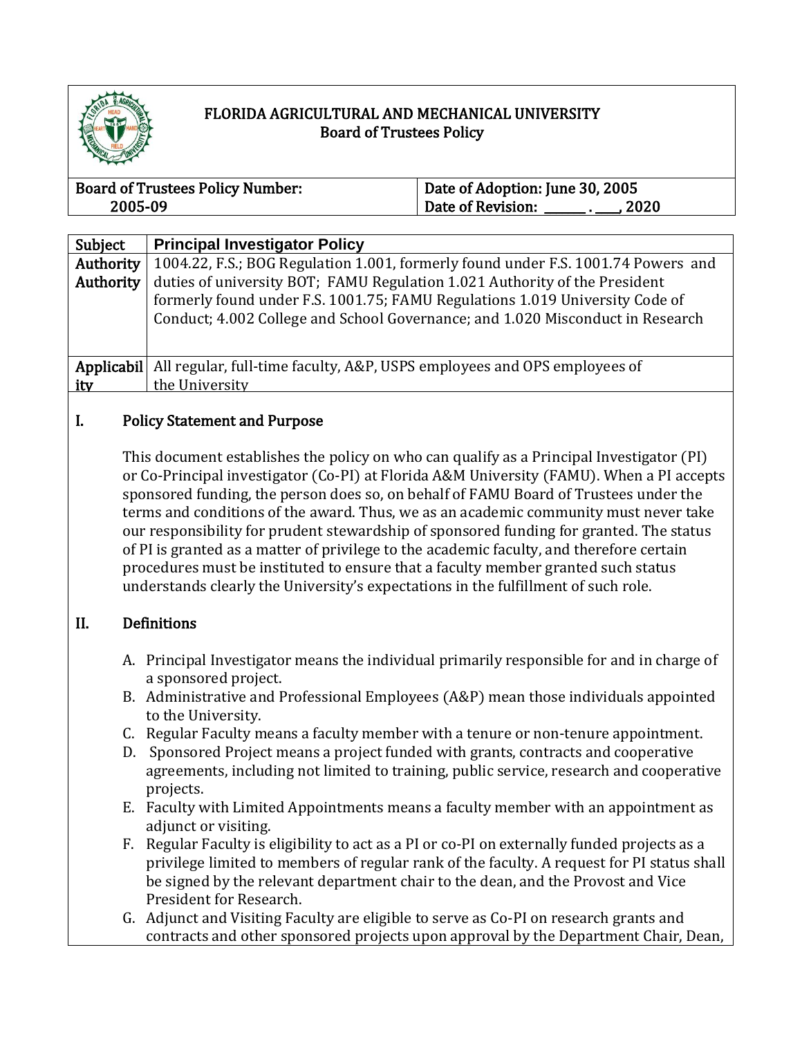# FLORIDA AGRICULTURAL AND MECHANICAL UNIVERSITY
## Board of Trustees Policy

| Board of Trustees Policy Number: 2005-09 | Date of Adoption: June 30, 2005<br>Date of Revision: ______ . ___, 2020 |
|---|---|

| Subject | Principal Investigator Policy |
|---|---|
| Authority | 1004.22, F.S.; BOG Regulation 1.001, formerly found under F.S. 1001.74 Powers and duties of university BOT; FAMU Regulation 1.021 Authority of the President formerly found under F.S. 1001.75; FAMU Regulations 1.019 University Code of Conduct; 4.002 College and School Governance; and 1.020 Misconduct in Research |
| Applicability | All regular, full-time faculty, A&P, USPS employees and OPS employees of the University |

## I. Policy Statement and Purpose

This document establishes the policy on who can qualify as a Principal Investigator (PI) or Co-Principal investigator (Co-PI) at Florida A&M University (FAMU). When a PI accepts sponsored funding, the person does so, on behalf of FAMU Board of Trustees under the terms and conditions of the award. Thus, we as an academic community must never take our responsibility for prudent stewardship of sponsored funding for granted. The status of PI is granted as a matter of privilege to the academic faculty, and therefore certain procedures must be instituted to ensure that a faculty member granted such status understands clearly the University's expectations in the fulfillment of such role.

## II. Definitions

A. Principal Investigator means the individual primarily responsible for and in charge of a sponsored project.

B. Administrative and Professional Employees (A&P) mean those individuals appointed to the University.

C. Regular Faculty means a faculty member with a tenure or non-tenure appointment.

D. Sponsored Project means a project funded with grants, contracts and cooperative agreements, including not limited to training, public service, research and cooperative projects.

E. Faculty with Limited Appointments means a faculty member with an appointment as adjunct or visiting.

F. Regular Faculty is eligibility to act as a PI or co-PI on externally funded projects as a privilege limited to members of regular rank of the faculty. A request for PI status shall be signed by the relevant department chair to the dean, and the Provost and Vice President for Research.

G. Adjunct and Visiting Faculty are eligible to serve as Co-PI on research grants and contracts and other sponsored projects upon approval by the Department Chair, Dean,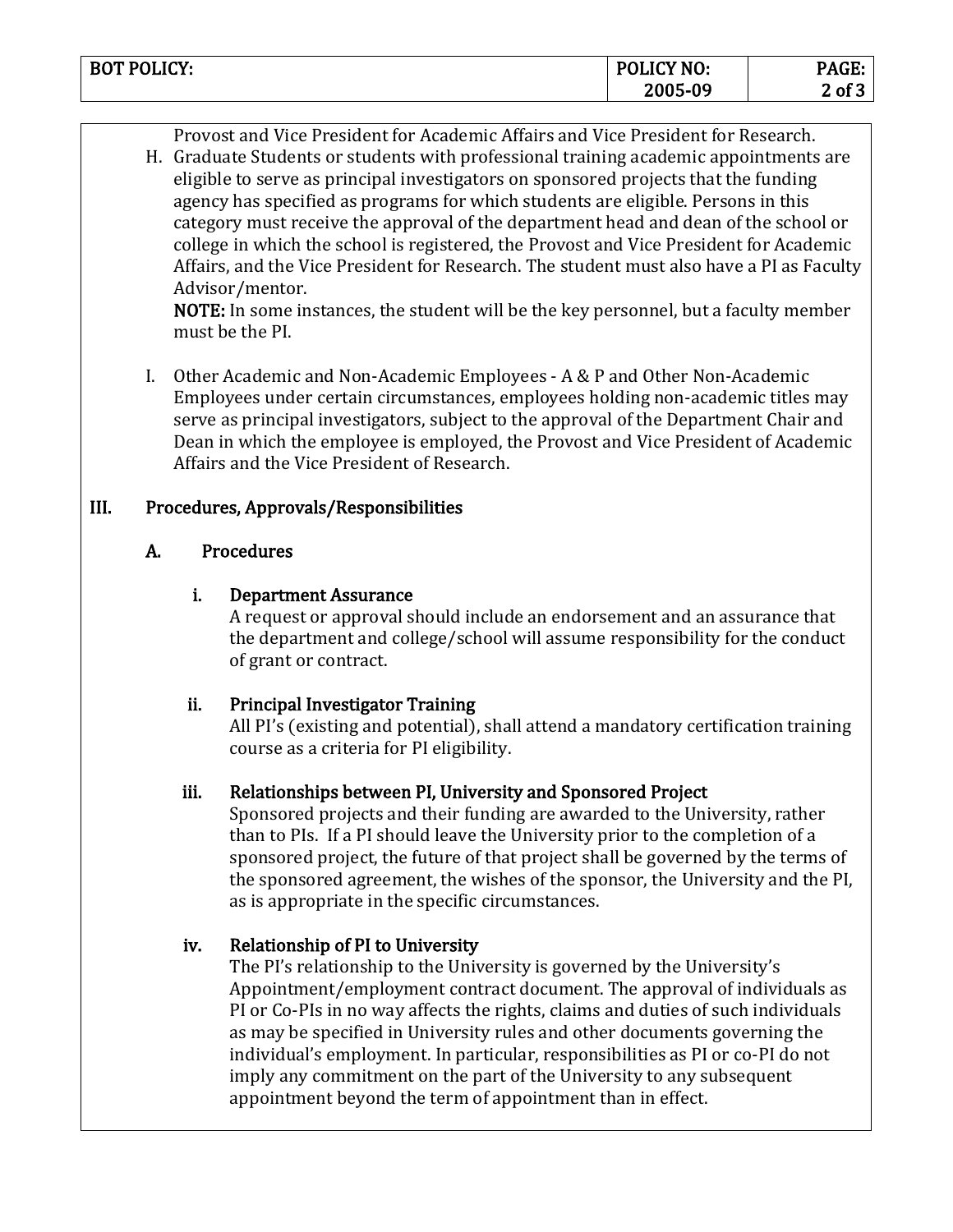Provost and Vice President for Academic Affairs and Vice President for Research.

H. Graduate Students or students with professional training academic appointments are eligible to serve as principal investigators on sponsored projects that the funding agency has specified as programs for which students are eligible. Persons in this category must receive the approval of the department head and dean of the school or college in which the school is registered, the Provost and Vice President for Academic Affairs, and the Vice President for Research. The student must also have a PI as Faculty Advisor/mentor.

**NOTE:** In some instances, the student will be the key personnel, but a faculty member must be the PI.

I. Other Academic and Non-Academic Employees - A & P and Other Non-Academic Employees under certain circumstances, employees holding non-academic titles may serve as principal investigators, subject to the approval of the Department Chair and Dean in which the employee is employed, the Provost and Vice President of Academic Affairs and the Vice President of Research.

## III. Procedures, Approvals/Responsibilities

### A. Procedures

#### i. Department Assurance

A request or approval should include an endorsement and an assurance that the department and college/school will assume responsibility for the conduct of grant or contract.

#### ii. Principal Investigator Training

All PI's (existing and potential), shall attend a mandatory certification training course as a criteria for PI eligibility.

#### iii. Relationships between PI, University and Sponsored Project

Sponsored projects and their funding are awarded to the University, rather than to PIs. If a PI should leave the University prior to the completion of a sponsored project, the future of that project shall be governed by the terms of the sponsored agreement, the wishes of the sponsor, the University and the PI, as is appropriate in the specific circumstances.

#### iv. Relationship of PI to University

The PI's relationship to the University is governed by the University's Appointment/employment contract document. The approval of individuals as PI or Co-PIs in no way affects the rights, claims and duties of such individuals as may be specified in University rules and other documents governing the individual's employment. In particular, responsibilities as PI or co-PI do not imply any commitment on the part of the University to any subsequent appointment beyond the term of appointment than in effect.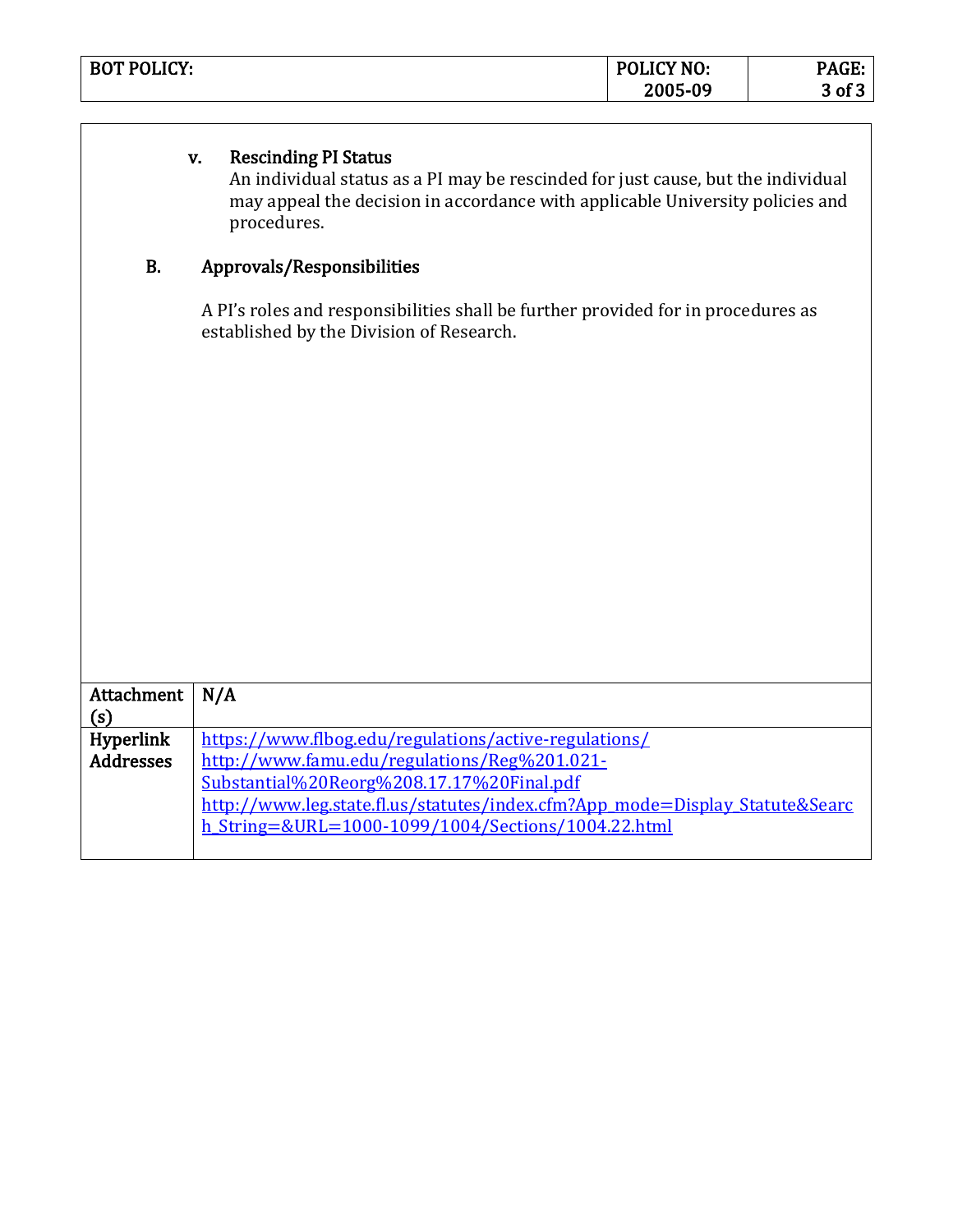v. **Rescinding PI Status**

An individual status as a PI may be rescinded for just cause, but the individual may appeal the decision in accordance with applicable University policies and procedures.

### B. Approvals/Responsibilities

A PI's roles and responsibilities shall be further provided for in procedures as established by the Division of Research.

| | |
|---|---|
| **Attachment (s)** | N/A |
| **Hyperlink Addresses** | https://www.flbog.edu/regulations/active-regulations/ <br> http://www.famu.edu/regulations/Reg%201.021-Substantial%20Reorg%208.17.17%20Final.pdf <br> http://www.leg.state.fl.us/statutes/index.cfm?App_mode=Display_Statute&Search_String=&URL=1000-1099/1004/Sections/1004.22.html |